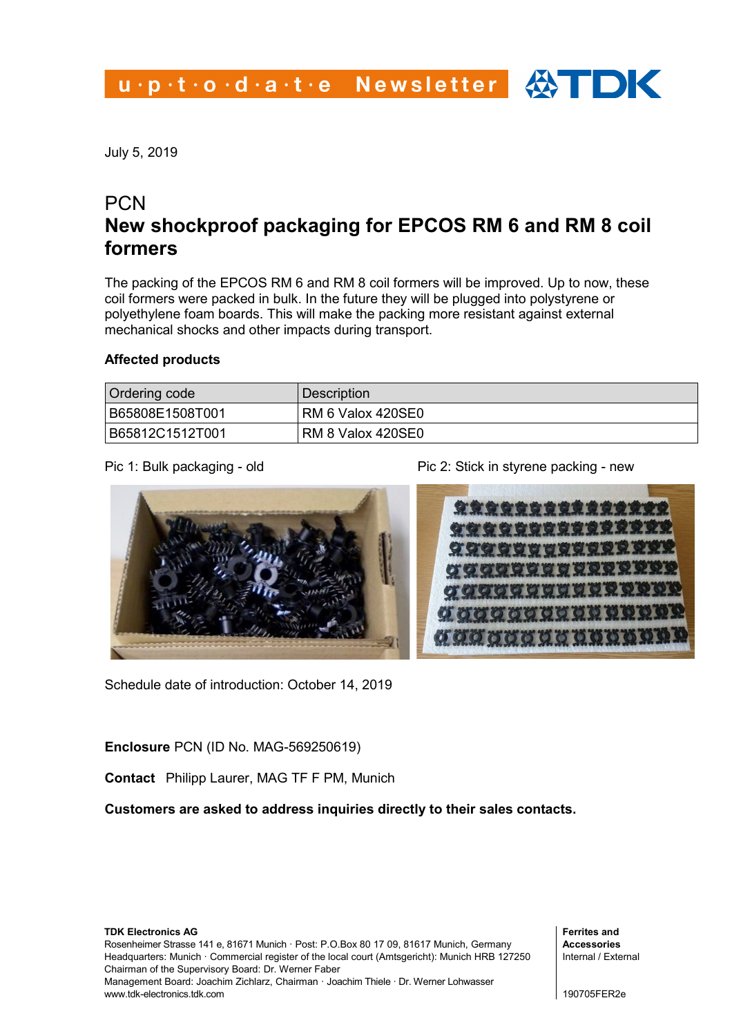u·p·t·o·d·a·t·e Newsletter

July 5, 2019

# PCN

## New shockproof packaging for EPCOS RM 6 and RM 8 coil formers

The packing of the EPCOS RM 6 and RM 8 coil formers will be improved. Up to now, these coil formers were packed in bulk. In the future they will be plugged into polystyrene or polyethylene foam boards. This will make the packing more resistant against external mechanical shocks and other impacts during transport.

**Affected products**

| Ordering code | Description |
|---|---|
| B65808E1508T001 | RM 6 Valox 420SE0 |
| B65812C1512T001 | RM 8 Valox 420SE0 |

Pic 1: Bulk packaging - old

Pic 2: Stick in styrene packing - new

Schedule date of introduction: October 14, 2019

**Enclosure** PCN (ID No. MAG-569250619)

**Contact** Philipp Laurer, MAG TF F PM, Munich

**Customers are asked to address inquiries directly to their sales contacts.**

**TDK Electronics AG**
Rosenheimer Strasse 141 e, 81671 Munich · Post: P.O.Box 80 17 09, 81617 Munich, Germany
Headquarters: Munich · Commercial register of the local court (Amtsgericht): Munich HRB 127250
Chairman of the Supervisory Board: Dr. Werner Faber
Management Board: Joachim Zichlarz, Chairman · Joachim Thiele · Dr. Werner Lohwasser
www.tdk-electronics.tdk.com

**Ferrites and Accessories**
Internal / External

190705FER2e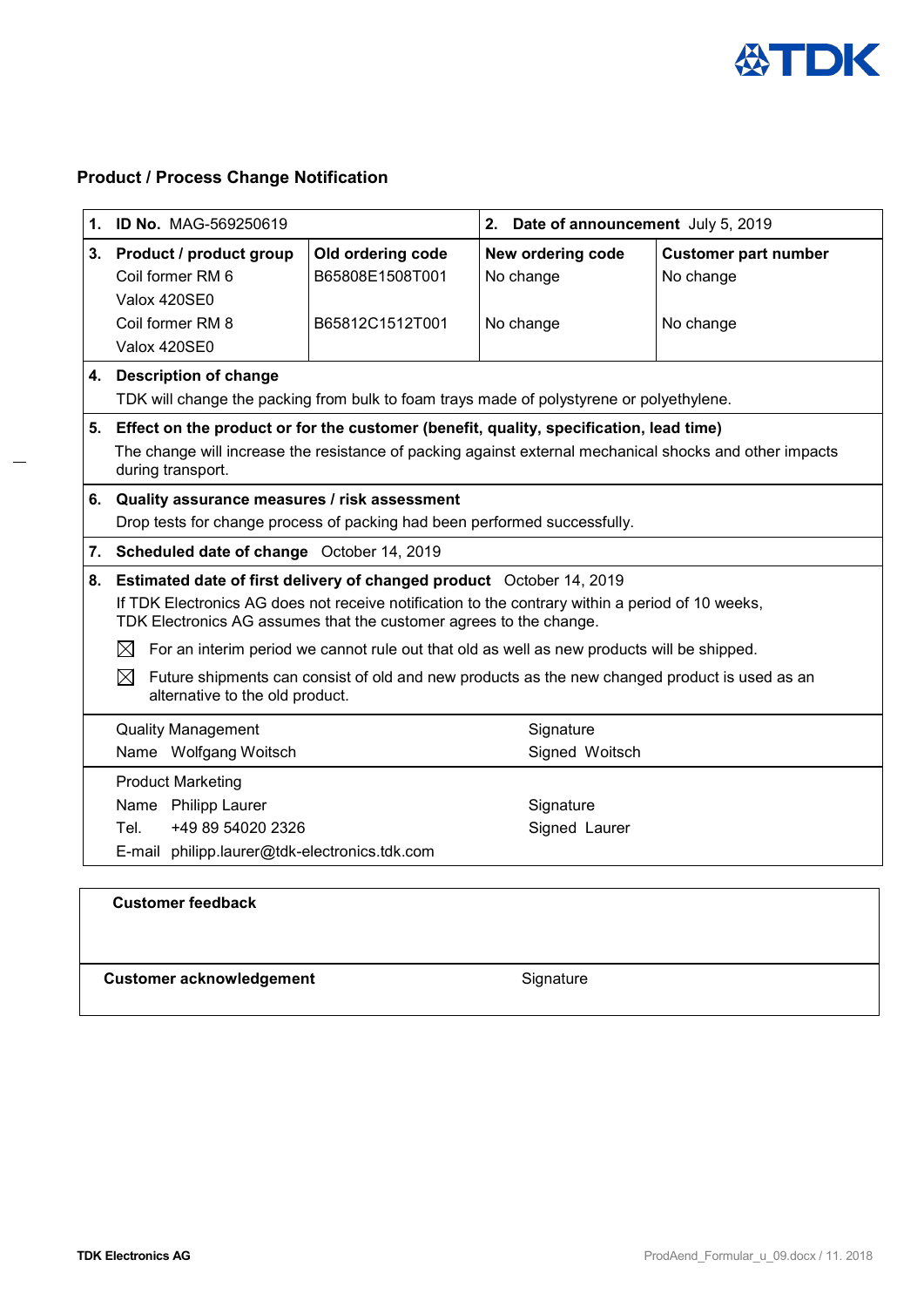# Product / Process Change Notification

| | | | |
|---|---|---|---|
| **1. ID No.** MAG-569250619 | | **2. Date of announcement** July 5, 2019 | |
| **3. Product / product group** | **Old ordering code** | **New ordering code** | **Customer part number** |
| Coil former RM 6<br>Valox 420SE0 | B65808E1508T001 | No change | No change |
| Coil former RM 8<br>Valox 420SE0 | B65812C1512T001 | No change | No change |

**4. Description of change**

TDK will change the packing from bulk to foam trays made of polystyrene or polyethylene.

**5. Effect on the product or for the customer (benefit, quality, specification, lead time)**

The change will increase the resistance of packing against external mechanical shocks and other impacts during transport.

**6. Quality assurance measures / risk assessment**

Drop tests for change process of packing had been performed successfully.

**7. Scheduled date of change** October 14, 2019

**8. Estimated date of first delivery of changed product** October 14, 2019

If TDK Electronics AG does not receive notification to the contrary within a period of 10 weeks, TDK Electronics AG assumes that the customer agrees to the change.

☒ For an interim period we cannot rule out that old as well as new products will be shipped.

☒ Future shipments can consist of old and new products as the new changed product is used as an alternative to the old product.

| | |
|---|---|
| Quality Management<br>Name Wolfgang Woitsch | Signature<br>Signed Woitsch |
| Product Marketing<br>Name Philipp Laurer<br>Tel. +49 89 54020 2326<br>E-mail philipp.laurer@tdk-electronics.tdk.com | Signature<br>Signed Laurer |

| | |
|---|---|
| **Customer feedback** | |
| **Customer acknowledgement** | Signature |